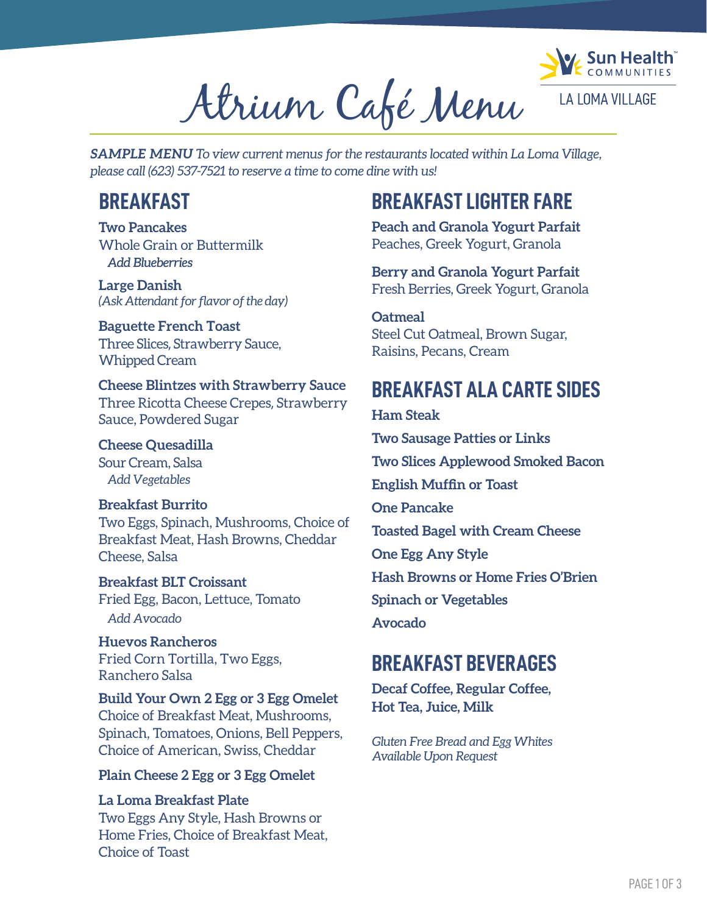# Atrium Café Menu

Sun Health Communities

LA LOMA VILLAGE

***SAMPLE MENU** To view current menus for the restaurants located within La Loma Village, please call (623) 537-7521 to reserve a time to come dine with us!*

## BREAKFAST

**Two Pancakes**
Whole Grain or Buttermilk
*Add Blueberries*

**Large Danish**
*(Ask Attendant for flavor of the day)*

**Baguette French Toast**
Three Slices, Strawberry Sauce, Whipped Cream

**Cheese Blintzes with Strawberry Sauce**
Three Ricotta Cheese Crepes, Strawberry Sauce, Powdered Sugar

**Cheese Quesadilla**
Sour Cream, Salsa
*Add Vegetables*

**Breakfast Burrito**
Two Eggs, Spinach, Mushrooms, Choice of Breakfast Meat, Hash Browns, Cheddar Cheese, Salsa

**Breakfast BLT Croissant**
Fried Egg, Bacon, Lettuce, Tomato
*Add Avocado*

**Huevos Rancheros**
Fried Corn Tortilla, Two Eggs, Ranchero Salsa

**Build Your Own 2 Egg or 3 Egg Omelet**
Choice of Breakfast Meat, Mushrooms, Spinach, Tomatoes, Onions, Bell Peppers, Choice of American, Swiss, Cheddar

**Plain Cheese 2 Egg or 3 Egg Omelet**

**La Loma Breakfast Plate**
Two Eggs Any Style, Hash Browns or Home Fries, Choice of Breakfast Meat, Choice of Toast

## BREAKFAST LIGHTER FARE

**Peach and Granola Yogurt Parfait**
Peaches, Greek Yogurt, Granola

**Berry and Granola Yogurt Parfait**
Fresh Berries, Greek Yogurt, Granola

**Oatmeal**
Steel Cut Oatmeal, Brown Sugar, Raisins, Pecans, Cream

## BREAKFAST ALA CARTE SIDES

**Ham Steak**

**Two Sausage Patties or Links**

**Two Slices Applewood Smoked Bacon**

**English Muffin or Toast**

**One Pancake**

**Toasted Bagel with Cream Cheese**

**One Egg Any Style**

**Hash Browns or Home Fries O'Brien**

**Spinach or Vegetables**

**Avocado**

## BREAKFAST BEVERAGES

**Decaf Coffee, Regular Coffee, Hot Tea, Juice, Milk**

*Gluten Free Bread and Egg Whites Available Upon Request*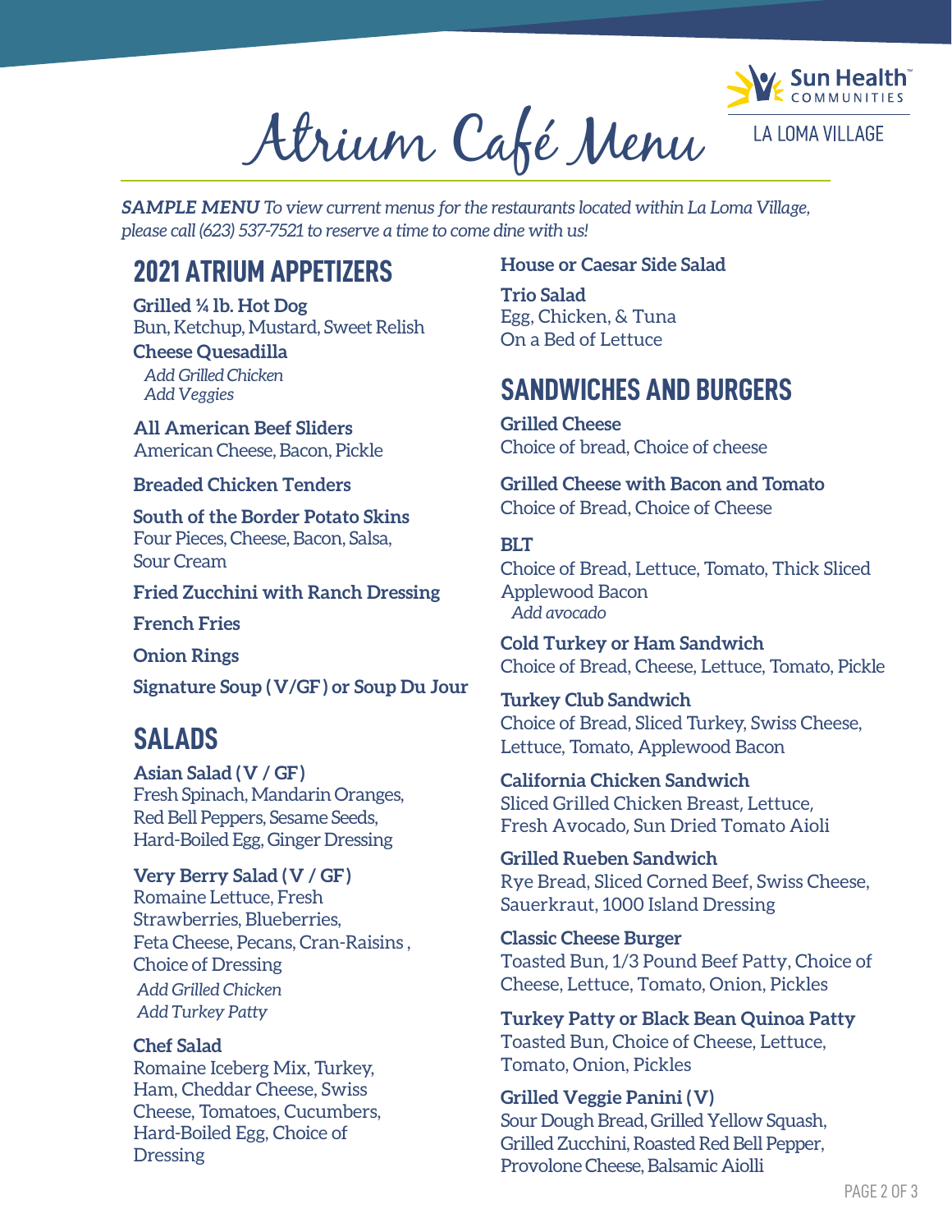# Atrium Café Menu

Sun Health Communities
LA LOMA VILLAGE

***SAMPLE MENU*** *To view current menus for the restaurants located within La Loma Village, please call (623) 537-7521 to reserve a time to come dine with us!*

## 2021 ATRIUM APPETIZERS

**Grilled ¼ lb. Hot Dog**
Bun, Ketchup, Mustard, Sweet Relish

**Cheese Quesadilla**
*Add Grilled Chicken*
*Add Veggies*

**All American Beef Sliders**
American Cheese, Bacon, Pickle

**Breaded Chicken Tenders**

**South of the Border Potato Skins**
Four Pieces, Cheese, Bacon, Salsa, Sour Cream

**Fried Zucchini with Ranch Dressing**

**French Fries**

**Onion Rings**

**Signature Soup ( V/GF ) or Soup Du Jour**

## SALADS

**Asian Salad ( V / GF )**
Fresh Spinach, Mandarin Oranges, Red Bell Peppers, Sesame Seeds, Hard-Boiled Egg, Ginger Dressing

**Very Berry Salad ( V / GF )**
Romaine Lettuce, Fresh Strawberries, Blueberries, Feta Cheese, Pecans, Cran-Raisins , Choice of Dressing
*Add Grilled Chicken*
*Add Turkey Patty*

**Chef Salad**
Romaine Iceberg Mix, Turkey, Ham, Cheddar Cheese, Swiss Cheese, Tomatoes, Cucumbers, Hard-Boiled Egg, Choice of Dressing

**House or Caesar Side Salad**

**Trio Salad**
Egg, Chicken, & Tuna
On a Bed of Lettuce

## SANDWICHES AND BURGERS

**Grilled Cheese**
Choice of bread, Choice of cheese

**Grilled Cheese with Bacon and Tomato**
Choice of Bread, Choice of Cheese

**BLT**
Choice of Bread, Lettuce, Tomato, Thick Sliced Applewood Bacon
*Add avocado*

**Cold Turkey or Ham Sandwich**
Choice of Bread, Cheese, Lettuce, Tomato, Pickle

**Turkey Club Sandwich**
Choice of Bread, Sliced Turkey, Swiss Cheese, Lettuce, Tomato, Applewood Bacon

**California Chicken Sandwich**
Sliced Grilled Chicken Breast, Lettuce, Fresh Avocado, Sun Dried Tomato Aioli

**Grilled Rueben Sandwich**
Rye Bread, Sliced Corned Beef, Swiss Cheese, Sauerkraut, 1000 Island Dressing

**Classic Cheese Burger**
Toasted Bun, 1/3 Pound Beef Patty, Choice of Cheese, Lettuce, Tomato, Onion, Pickles

**Turkey Patty or Black Bean Quinoa Patty**
Toasted Bun, Choice of Cheese, Lettuce, Tomato, Onion, Pickles

**Grilled Veggie Panini ( V )**
Sour Dough Bread, Grilled Yellow Squash, Grilled Zucchini, Roasted Red Bell Pepper, Provolone Cheese, Balsamic Aiolli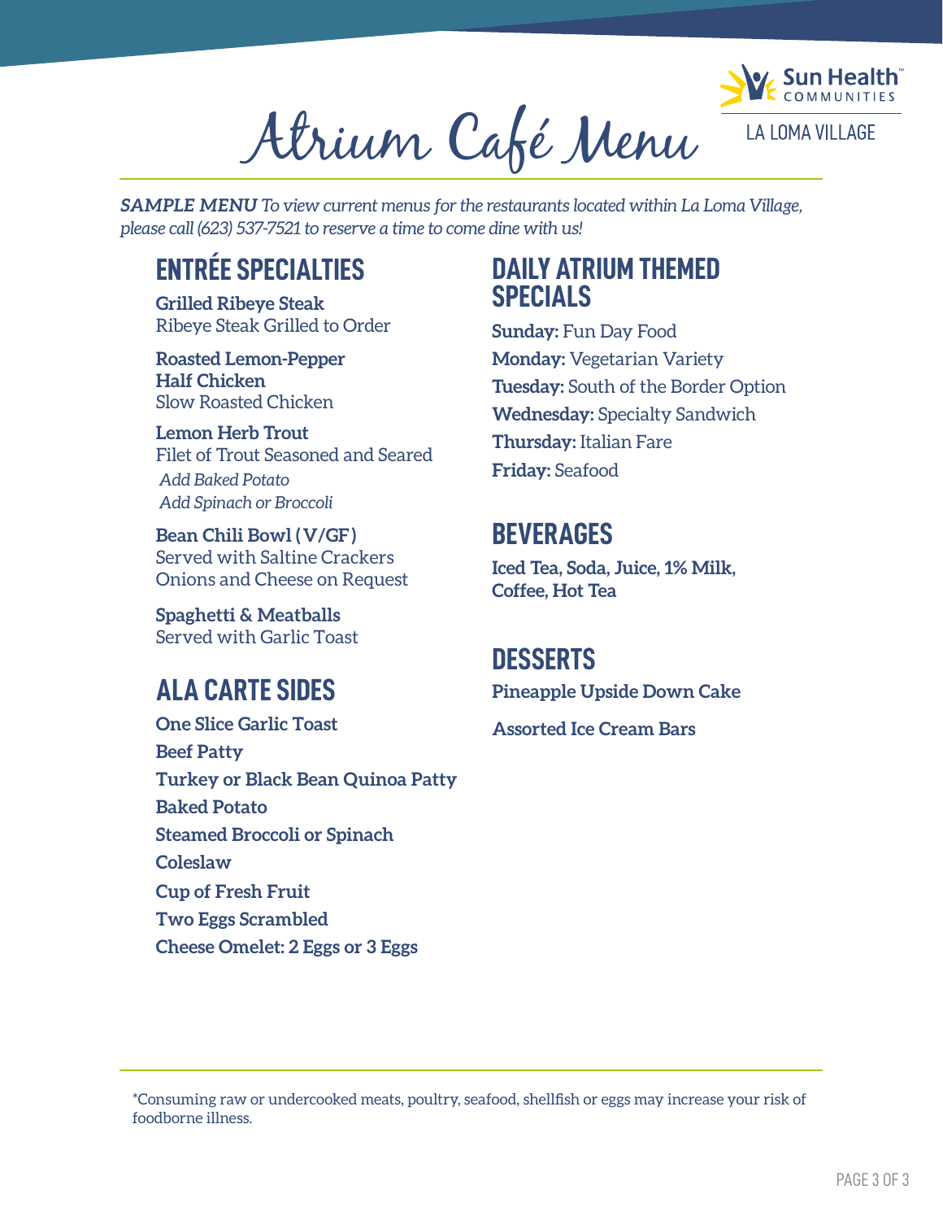# Atrium Café Menu

Sun Health Communities

LA LOMA VILLAGE

***SAMPLE MENU** To view current menus for the restaurants located within La Loma Village, please call (623) 537-7521 to reserve a time to come dine with us!*

## ENTRÉE SPECIALTIES

**Grilled Ribeye Steak**
Ribeye Steak Grilled to Order

**Roasted Lemon-Pepper Half Chicken**
Slow Roasted Chicken

**Lemon Herb Trout**
Filet of Trout Seasoned and Seared
*Add Baked Potato*
*Add Spinach or Broccoli*

**Bean Chili Bowl (V/GF)**
Served with Saltine Crackers
Onions and Cheese on Request

**Spaghetti & Meatballs**
Served with Garlic Toast

## ALA CARTE SIDES

**One Slice Garlic Toast**

**Beef Patty**

**Turkey or Black Bean Quinoa Patty**

**Baked Potato**

**Steamed Broccoli or Spinach**

**Coleslaw**

**Cup of Fresh Fruit**

**Two Eggs Scrambled**

**Cheese Omelet: 2 Eggs or 3 Eggs**

## DAILY ATRIUM THEMED SPECIALS

**Sunday:** Fun Day Food
**Monday:** Vegetarian Variety
**Tuesday:** South of the Border Option
**Wednesday:** Specialty Sandwich
**Thursday:** Italian Fare
**Friday:** Seafood

## BEVERAGES

**Iced Tea, Soda, Juice, 1% Milk, Coffee, Hot Tea**

## DESSERTS

**Pineapple Upside Down Cake**

**Assorted Ice Cream Bars**

*Consuming raw or undercooked meats, poultry, seafood, shellfish or eggs may increase your risk of foodborne illness.